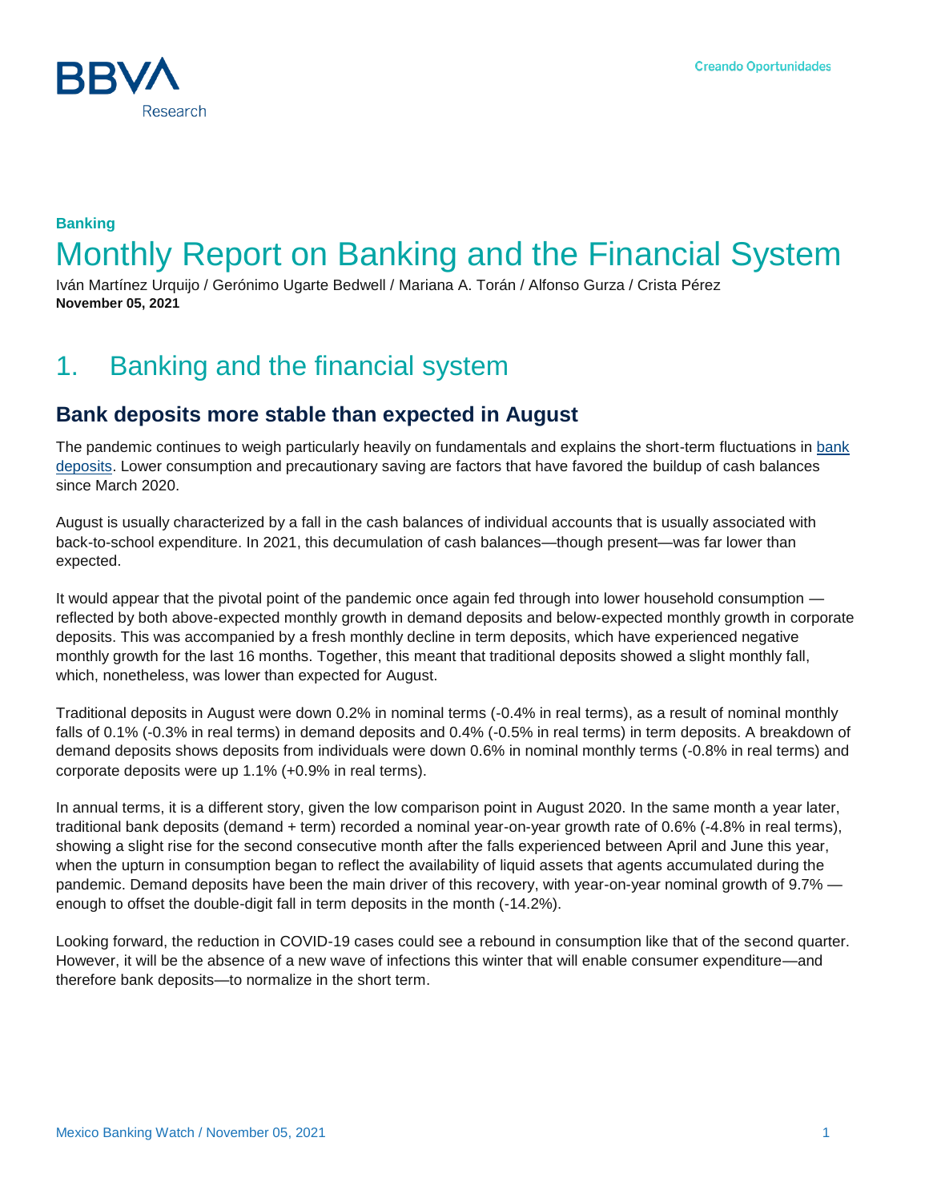**Banking**

# Monthly Report on Banking and the Financial System

Iván Martínez Urquijo / Gerónimo Ugarte Bedwell / Mariana A. Torán / Alfonso Gurza / Crista Pérez
**November 05, 2021**

## 1. Banking and the financial system

### Bank deposits more stable than expected in August

The pandemic continues to weigh particularly heavily on fundamentals and explains the short-term fluctuations in bank deposits. Lower consumption and precautionary saving are factors that have favored the buildup of cash balances since March 2020.

August is usually characterized by a fall in the cash balances of individual accounts that is usually associated with back-to-school expenditure. In 2021, this decumulation of cash balances—though present—was far lower than expected.

It would appear that the pivotal point of the pandemic once again fed through into lower household consumption — reflected by both above-expected monthly growth in demand deposits and below-expected monthly growth in corporate deposits. This was accompanied by a fresh monthly decline in term deposits, which have experienced negative monthly growth for the last 16 months. Together, this meant that traditional deposits showed a slight monthly fall, which, nonetheless, was lower than expected for August.

Traditional deposits in August were down 0.2% in nominal terms (-0.4% in real terms), as a result of nominal monthly falls of 0.1% (-0.3% in real terms) in demand deposits and 0.4% (-0.5% in real terms) in term deposits. A breakdown of demand deposits shows deposits from individuals were down 0.6% in nominal monthly terms (-0.8% in real terms) and corporate deposits were up 1.1% (+0.9% in real terms).

In annual terms, it is a different story, given the low comparison point in August 2020. In the same month a year later, traditional bank deposits (demand + term) recorded a nominal year-on-year growth rate of 0.6% (-4.8% in real terms), showing a slight rise for the second consecutive month after the falls experienced between April and June this year, when the upturn in consumption began to reflect the availability of liquid assets that agents accumulated during the pandemic. Demand deposits have been the main driver of this recovery, with year-on-year nominal growth of 9.7% — enough to offset the double-digit fall in term deposits in the month (-14.2%).

Looking forward, the reduction in COVID-19 cases could see a rebound in consumption like that of the second quarter. However, it will be the absence of a new wave of infections this winter that will enable consumer expenditure—and therefore bank deposits—to normalize in the short term.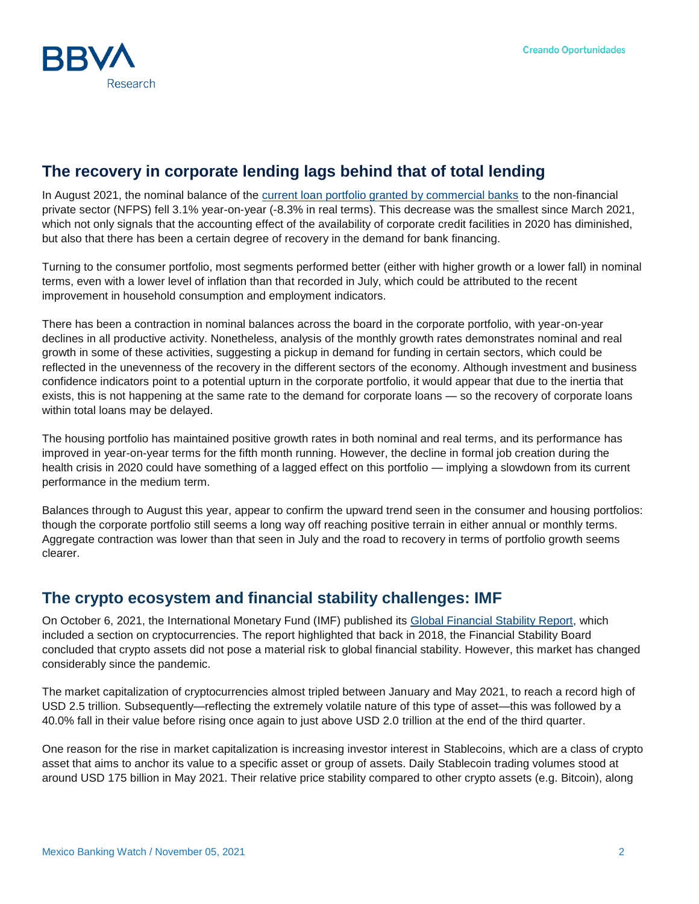## The recovery in corporate lending lags behind that of total lending

In August 2021, the nominal balance of the current loan portfolio granted by commercial banks to the non-financial private sector (NFPS) fell 3.1% year-on-year (-8.3% in real terms). This decrease was the smallest since March 2021, which not only signals that the accounting effect of the availability of corporate credit facilities in 2020 has diminished, but also that there has been a certain degree of recovery in the demand for bank financing.

Turning to the consumer portfolio, most segments performed better (either with higher growth or a lower fall) in nominal terms, even with a lower level of inflation than that recorded in July, which could be attributed to the recent improvement in household consumption and employment indicators.

There has been a contraction in nominal balances across the board in the corporate portfolio, with year-on-year declines in all productive activity. Nonetheless, analysis of the monthly growth rates demonstrates nominal and real growth in some of these activities, suggesting a pickup in demand for funding in certain sectors, which could be reflected in the unevenness of the recovery in the different sectors of the economy. Although investment and business confidence indicators point to a potential upturn in the corporate portfolio, it would appear that due to the inertia that exists, this is not happening at the same rate to the demand for corporate loans — so the recovery of corporate loans within total loans may be delayed.

The housing portfolio has maintained positive growth rates in both nominal and real terms, and its performance has improved in year-on-year terms for the fifth month running. However, the decline in formal job creation during the health crisis in 2020 could have something of a lagged effect on this portfolio — implying a slowdown from its current performance in the medium term.

Balances through to August this year, appear to confirm the upward trend seen in the consumer and housing portfolios: though the corporate portfolio still seems a long way off reaching positive terrain in either annual or monthly terms. Aggregate contraction was lower than that seen in July and the road to recovery in terms of portfolio growth seems clearer.

## The crypto ecosystem and financial stability challenges: IMF

On October 6, 2021, the International Monetary Fund (IMF) published its Global Financial Stability Report, which included a section on cryptocurrencies. The report highlighted that back in 2018, the Financial Stability Board concluded that crypto assets did not pose a material risk to global financial stability. However, this market has changed considerably since the pandemic.

The market capitalization of cryptocurrencies almost tripled between January and May 2021, to reach a record high of USD 2.5 trillion. Subsequently—reflecting the extremely volatile nature of this type of asset—this was followed by a 40.0% fall in their value before rising once again to just above USD 2.0 trillion at the end of the third quarter.

One reason for the rise in market capitalization is increasing investor interest in Stablecoins, which are a class of crypto asset that aims to anchor its value to a specific asset or group of assets. Daily Stablecoin trading volumes stood at around USD 175 billion in May 2021. Their relative price stability compared to other crypto assets (e.g. Bitcoin), along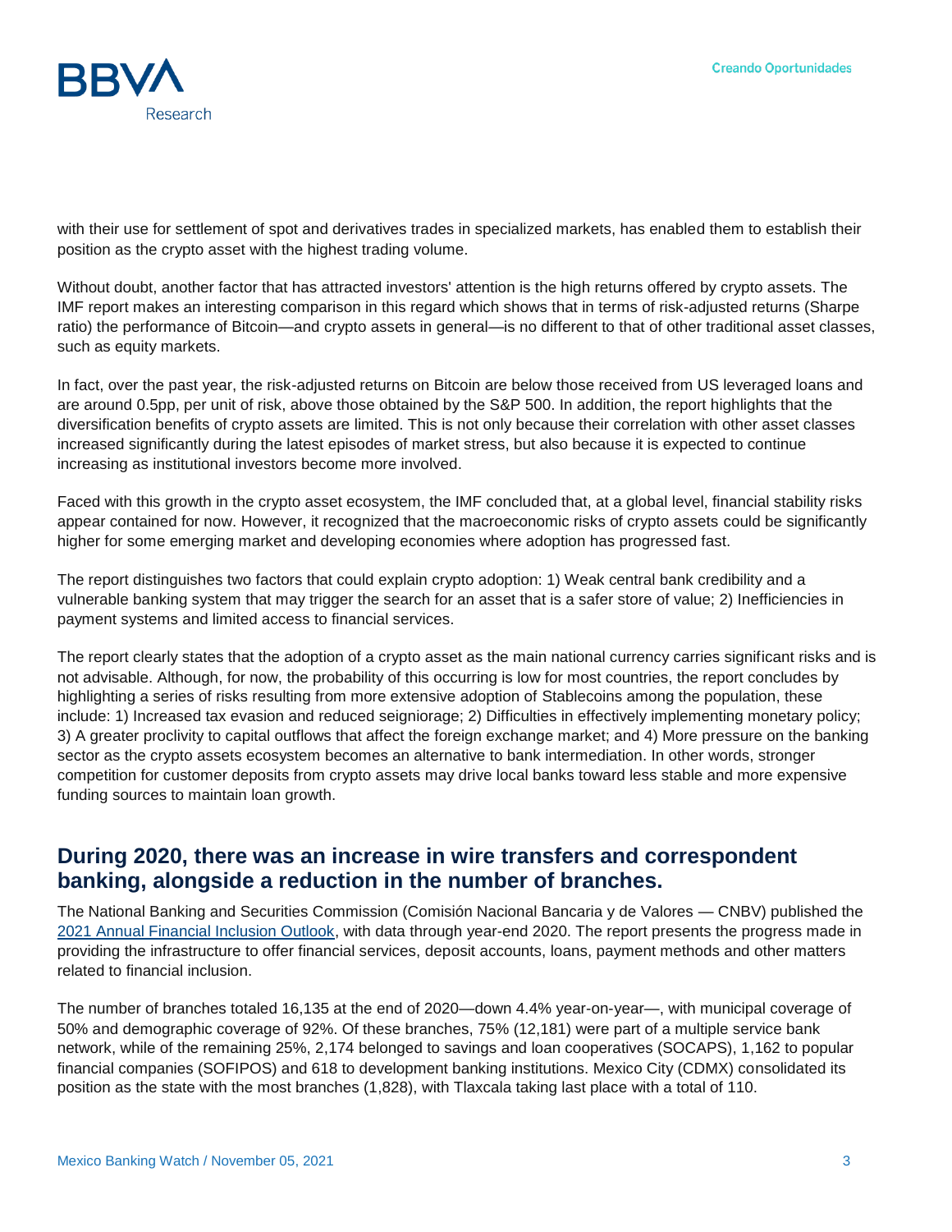with their use for settlement of spot and derivatives trades in specialized markets, has enabled them to establish their position as the crypto asset with the highest trading volume.

Without doubt, another factor that has attracted investors' attention is the high returns offered by crypto assets. The IMF report makes an interesting comparison in this regard which shows that in terms of risk-adjusted returns (Sharpe ratio) the performance of Bitcoin—and crypto assets in general—is no different to that of other traditional asset classes, such as equity markets.

In fact, over the past year, the risk-adjusted returns on Bitcoin are below those received from US leveraged loans and are around 0.5pp, per unit of risk, above those obtained by the S&P 500. In addition, the report highlights that the diversification benefits of crypto assets are limited. This is not only because their correlation with other asset classes increased significantly during the latest episodes of market stress, but also because it is expected to continue increasing as institutional investors become more involved.

Faced with this growth in the crypto asset ecosystem, the IMF concluded that, at a global level, financial stability risks appear contained for now. However, it recognized that the macroeconomic risks of crypto assets could be significantly higher for some emerging market and developing economies where adoption has progressed fast.

The report distinguishes two factors that could explain crypto adoption: 1) Weak central bank credibility and a vulnerable banking system that may trigger the search for an asset that is a safer store of value; 2) Inefficiencies in payment systems and limited access to financial services.

The report clearly states that the adoption of a crypto asset as the main national currency carries significant risks and is not advisable. Although, for now, the probability of this occurring is low for most countries, the report concludes by highlighting a series of risks resulting from more extensive adoption of Stablecoins among the population, these include: 1) Increased tax evasion and reduced seigniorage; 2) Difficulties in effectively implementing monetary policy; 3) A greater proclivity to capital outflows that affect the foreign exchange market; and 4) More pressure on the banking sector as the crypto assets ecosystem becomes an alternative to bank intermediation. In other words, stronger competition for customer deposits from crypto assets may drive local banks toward less stable and more expensive funding sources to maintain loan growth.

## During 2020, there was an increase in wire transfers and correspondent banking, alongside a reduction in the number of branches.

The National Banking and Securities Commission (Comisión Nacional Bancaria y de Valores — CNBV) published the [2021 Annual Financial Inclusion Outlook](), with data through year-end 2020. The report presents the progress made in providing the infrastructure to offer financial services, deposit accounts, loans, payment methods and other matters related to financial inclusion.

The number of branches totaled 16,135 at the end of 2020—down 4.4% year-on-year—, with municipal coverage of 50% and demographic coverage of 92%. Of these branches, 75% (12,181) were part of a multiple service bank network, while of the remaining 25%, 2,174 belonged to savings and loan cooperatives (SOCAPS), 1,162 to popular financial companies (SOFIPOS) and 618 to development banking institutions. Mexico City (CDMX) consolidated its position as the state with the most branches (1,828), with Tlaxcala taking last place with a total of 110.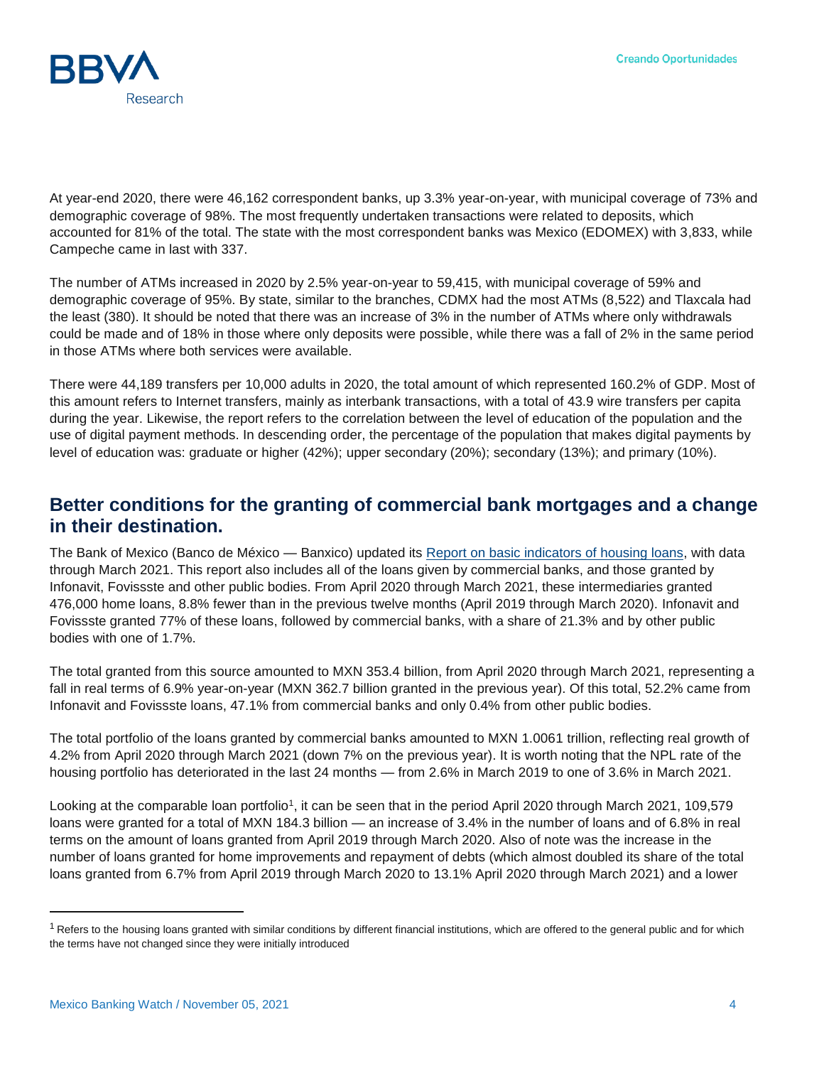At year-end 2020, there were 46,162 correspondent banks, up 3.3% year-on-year, with municipal coverage of 73% and demographic coverage of 98%. The most frequently undertaken transactions were related to deposits, which accounted for 81% of the total. The state with the most correspondent banks was Mexico (EDOMEX) with 3,833, while Campeche came in last with 337.

The number of ATMs increased in 2020 by 2.5% year-on-year to 59,415, with municipal coverage of 59% and demographic coverage of 95%. By state, similar to the branches, CDMX had the most ATMs (8,522) and Tlaxcala had the least (380). It should be noted that there was an increase of 3% in the number of ATMs where only withdrawals could be made and of 18% in those where only deposits were possible, while there was a fall of 2% in the same period in those ATMs where both services were available.

There were 44,189 transfers per 10,000 adults in 2020, the total amount of which represented 160.2% of GDP. Most of this amount refers to Internet transfers, mainly as interbank transactions, with a total of 43.9 wire transfers per capita during the year. Likewise, the report refers to the correlation between the level of education of the population and the use of digital payment methods. In descending order, the percentage of the population that makes digital payments by level of education was: graduate or higher (42%); upper secondary (20%); secondary (13%); and primary (10%).

## Better conditions for the granting of commercial bank mortgages and a change in their destination.

The Bank of Mexico (Banco de México — Banxico) updated its Report on basic indicators of housing loans, with data through March 2021. This report also includes all of the loans given by commercial banks, and those granted by Infonavit, Fovissste and other public bodies. From April 2020 through March 2021, these intermediaries granted 476,000 home loans, 8.8% fewer than in the previous twelve months (April 2019 through March 2020). Infonavit and Fovissste granted 77% of these loans, followed by commercial banks, with a share of 21.3% and by other public bodies with one of 1.7%.

The total granted from this source amounted to MXN 353.4 billion, from April 2020 through March 2021, representing a fall in real terms of 6.9% year-on-year (MXN 362.7 billion granted in the previous year). Of this total, 52.2% came from Infonavit and Fovissste loans, 47.1% from commercial banks and only 0.4% from other public bodies.

The total portfolio of the loans granted by commercial banks amounted to MXN 1.0061 trillion, reflecting real growth of 4.2% from April 2020 through March 2021 (down 7% on the previous year). It is worth noting that the NPL rate of the housing portfolio has deteriorated in the last 24 months — from 2.6% in March 2019 to one of 3.6% in March 2021.

Looking at the comparable loan portfolio[1], it can be seen that in the period April 2020 through March 2021, 109,579 loans were granted for a total of MXN 184.3 billion — an increase of 3.4% in the number of loans and of 6.8% in real terms on the amount of loans granted from April 2019 through March 2020. Also of note was the increase in the number of loans granted for home improvements and repayment of debts (which almost doubled its share of the total loans granted from 6.7% from April 2019 through March 2020 to 13.1% April 2020 through March 2021) and a lower

[1] Refers to the housing loans granted with similar conditions by different financial institutions, which are offered to the general public and for which the terms have not changed since they were initially introduced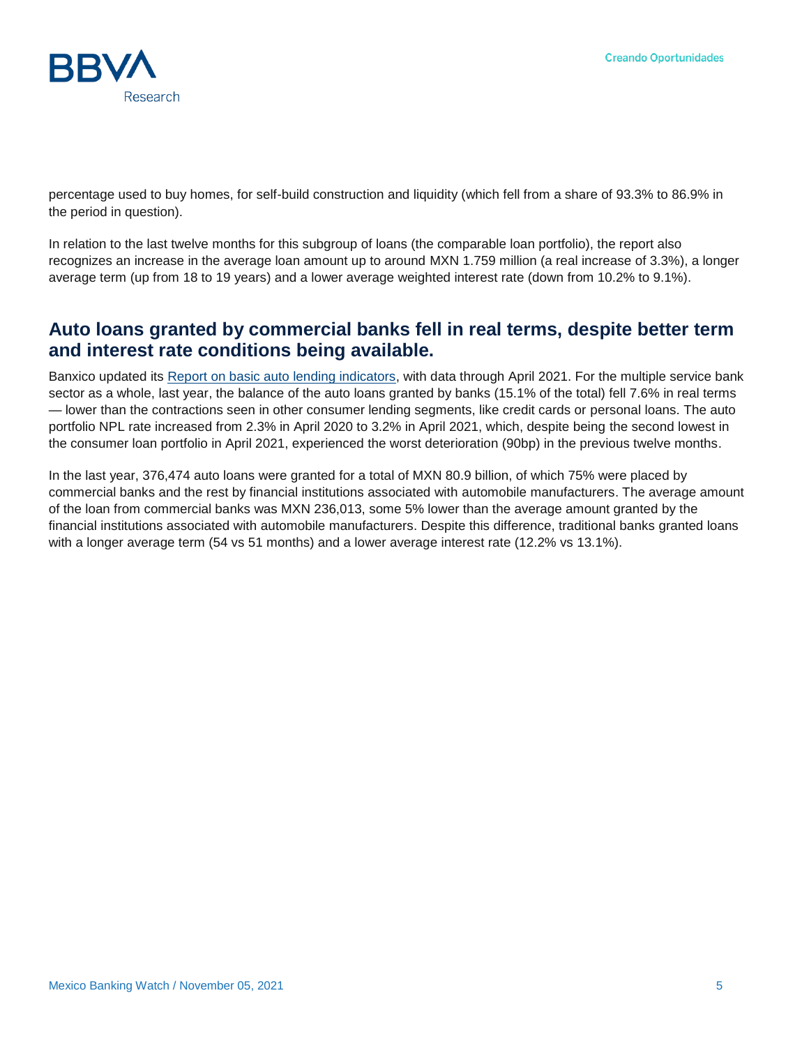percentage used to buy homes, for self-build construction and liquidity (which fell from a share of 93.3% to 86.9% in the period in question).

In relation to the last twelve months for this subgroup of loans (the comparable loan portfolio), the report also recognizes an increase in the average loan amount up to around MXN 1.759 million (a real increase of 3.3%), a longer average term (up from 18 to 19 years) and a lower average weighted interest rate (down from 10.2% to 9.1%).

## Auto loans granted by commercial banks fell in real terms, despite better term and interest rate conditions being available.

Banxico updated its [Report on basic auto lending indicators](), with data through April 2021. For the multiple service bank sector as a whole, last year, the balance of the auto loans granted by banks (15.1% of the total) fell 7.6% in real terms — lower than the contractions seen in other consumer lending segments, like credit cards or personal loans. The auto portfolio NPL rate increased from 2.3% in April 2020 to 3.2% in April 2021, which, despite being the second lowest in the consumer loan portfolio in April 2021, experienced the worst deterioration (90bp) in the previous twelve months.

In the last year, 376,474 auto loans were granted for a total of MXN 80.9 billion, of which 75% were placed by commercial banks and the rest by financial institutions associated with automobile manufacturers. The average amount of the loan from commercial banks was MXN 236,013, some 5% lower than the average amount granted by the financial institutions associated with automobile manufacturers. Despite this difference, traditional banks granted loans with a longer average term (54 vs 51 months) and a lower average interest rate (12.2% vs 13.1%).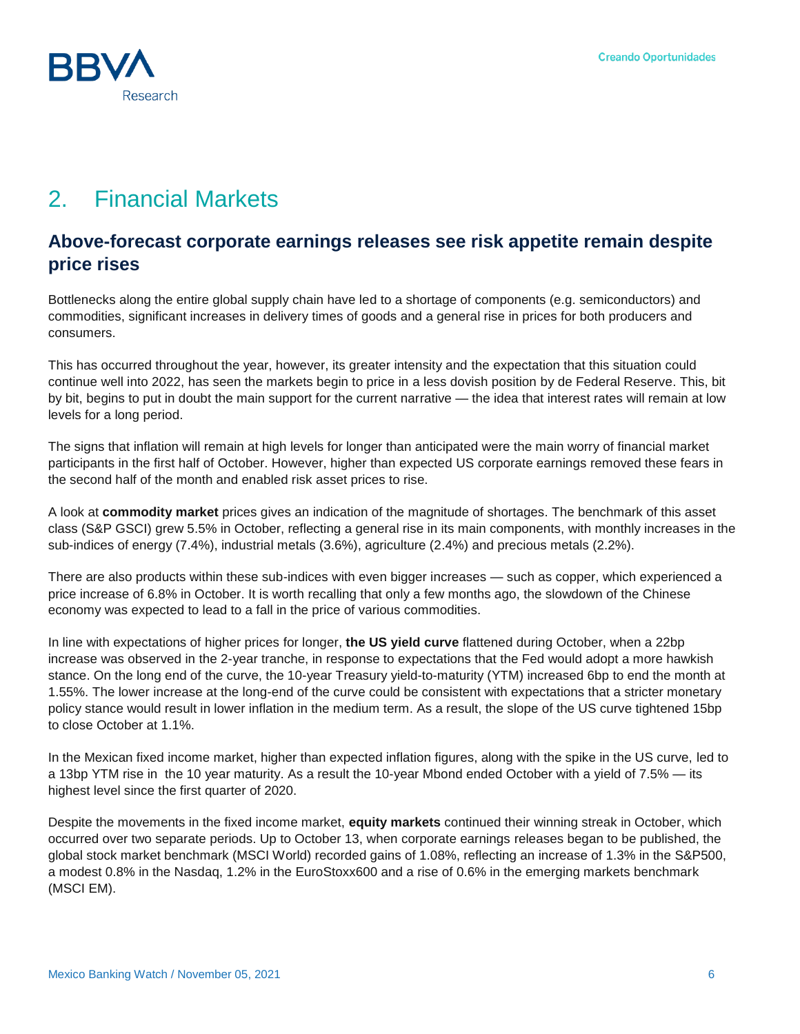## 2. Financial Markets

### Above-forecast corporate earnings releases see risk appetite remain despite price rises

Bottlenecks along the entire global supply chain have led to a shortage of components (e.g. semiconductors) and commodities, significant increases in delivery times of goods and a general rise in prices for both producers and consumers.

This has occurred throughout the year, however, its greater intensity and the expectation that this situation could continue well into 2022, has seen the markets begin to price in a less dovish position by de Federal Reserve. This, bit by bit, begins to put in doubt the main support for the current narrative — the idea that interest rates will remain at low levels for a long period.

The signs that inflation will remain at high levels for longer than anticipated were the main worry of financial market participants in the first half of October. However, higher than expected US corporate earnings removed these fears in the second half of the month and enabled risk asset prices to rise.

A look at **commodity market** prices gives an indication of the magnitude of shortages. The benchmark of this asset class (S&P GSCI) grew 5.5% in October, reflecting a general rise in its main components, with monthly increases in the sub-indices of energy (7.4%), industrial metals (3.6%), agriculture (2.4%) and precious metals (2.2%).

There are also products within these sub-indices with even bigger increases — such as copper, which experienced a price increase of 6.8% in October. It is worth recalling that only a few months ago, the slowdown of the Chinese economy was expected to lead to a fall in the price of various commodities.

In line with expectations of higher prices for longer, **the US yield curve** flattened during October, when a 22bp increase was observed in the 2-year tranche, in response to expectations that the Fed would adopt a more hawkish stance. On the long end of the curve, the 10-year Treasury yield-to-maturity (YTM) increased 6bp to end the month at 1.55%. The lower increase at the long-end of the curve could be consistent with expectations that a stricter monetary policy stance would result in lower inflation in the medium term. As a result, the slope of the US curve tightened 15bp to close October at 1.1%.

In the Mexican fixed income market, higher than expected inflation figures, along with the spike in the US curve, led to a 13bp YTM rise in the 10 year maturity. As a result the 10-year Mbond ended October with a yield of 7.5% — its highest level since the first quarter of 2020.

Despite the movements in the fixed income market, **equity markets** continued their winning streak in October, which occurred over two separate periods. Up to October 13, when corporate earnings releases began to be published, the global stock market benchmark (MSCI World) recorded gains of 1.08%, reflecting an increase of 1.3% in the S&P500, a modest 0.8% in the Nasdaq, 1.2% in the EuroStoxx600 and a rise of 0.6% in the emerging markets benchmark (MSCI EM).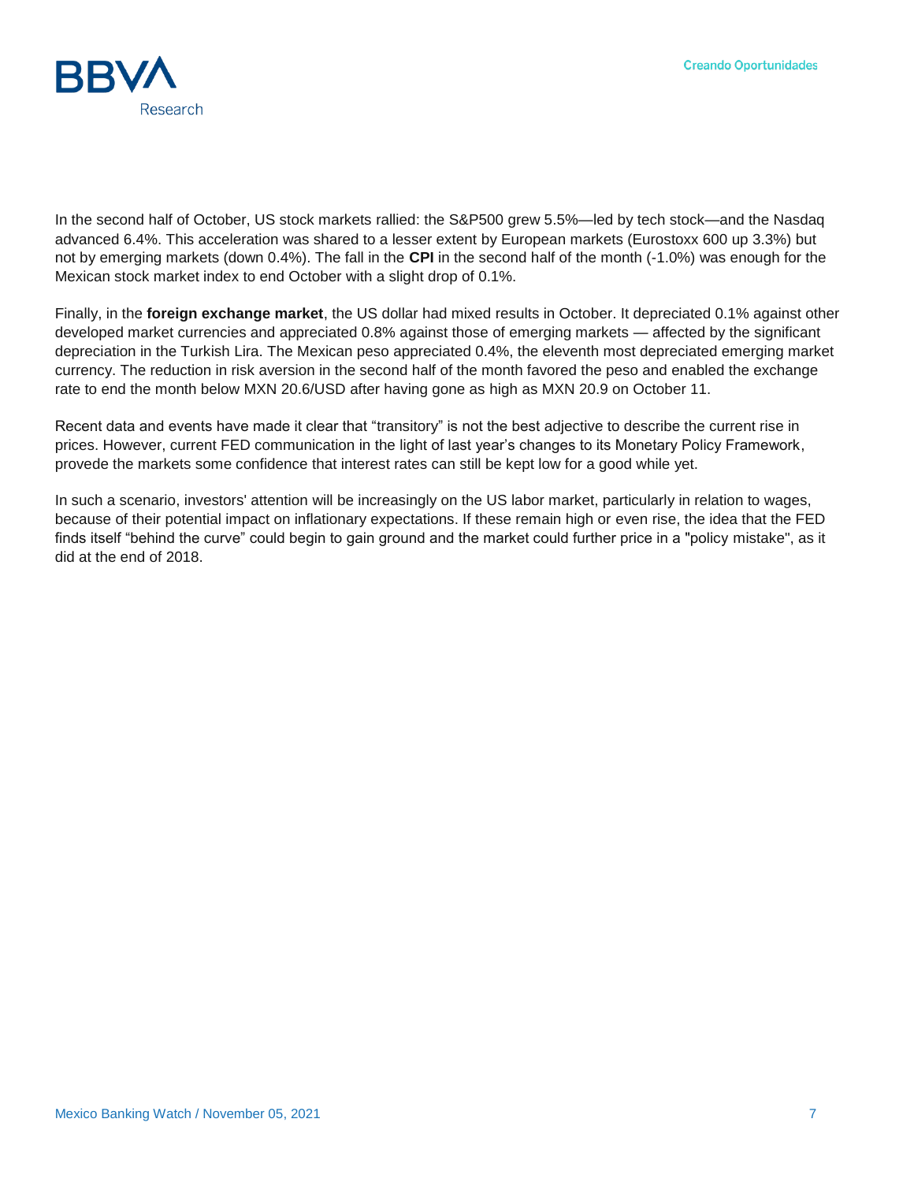In the second half of October, US stock markets rallied: the S&P500 grew 5.5%—led by tech stock—and the Nasdaq advanced 6.4%. This acceleration was shared to a lesser extent by European markets (Eurostoxx 600 up 3.3%) but not by emerging markets (down 0.4%). The fall in the **CPI** in the second half of the month (-1.0%) was enough for the Mexican stock market index to end October with a slight drop of 0.1%.

Finally, in the **foreign exchange market**, the US dollar had mixed results in October. It depreciated 0.1% against other developed market currencies and appreciated 0.8% against those of emerging markets — affected by the significant depreciation in the Turkish Lira. The Mexican peso appreciated 0.4%, the eleventh most depreciated emerging market currency. The reduction in risk aversion in the second half of the month favored the peso and enabled the exchange rate to end the month below MXN 20.6/USD after having gone as high as MXN 20.9 on October 11.

Recent data and events have made it clear that "transitory" is not the best adjective to describe the current rise in prices. However, current FED communication in the light of last year's changes to its Monetary Policy Framework, provede the markets some confidence that interest rates can still be kept low for a good while yet.

In such a scenario, investors' attention will be increasingly on the US labor market, particularly in relation to wages, because of their potential impact on inflationary expectations. If these remain high or even rise, the idea that the FED finds itself "behind the curve" could begin to gain ground and the market could further price in a "policy mistake", as it did at the end of 2018.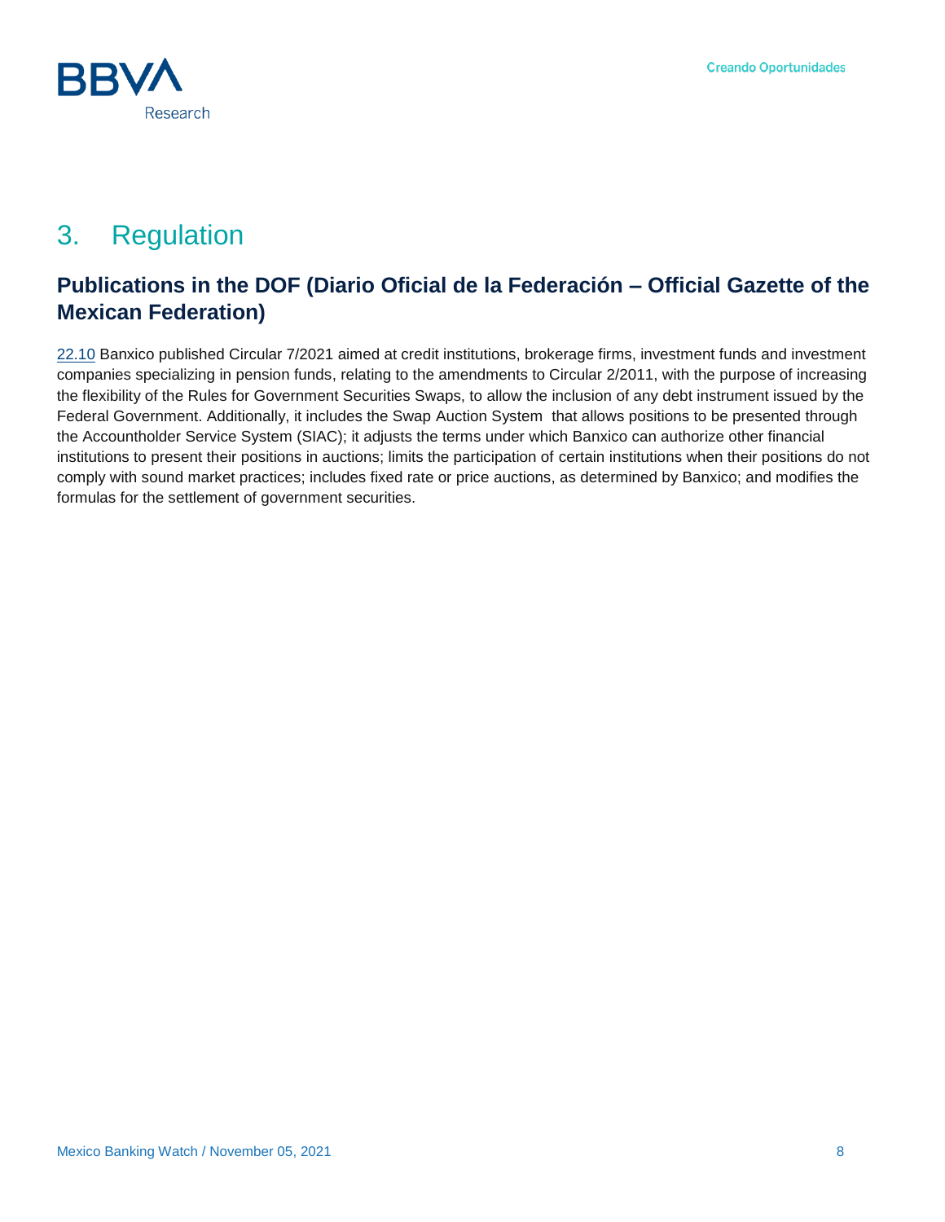# 3. Regulation

## Publications in the DOF (Diario Oficial de la Federación – Official Gazette of the Mexican Federation)

22.10 Banxico published Circular 7/2021 aimed at credit institutions, brokerage firms, investment funds and investment companies specializing in pension funds, relating to the amendments to Circular 2/2011, with the purpose of increasing the flexibility of the Rules for Government Securities Swaps, to allow the inclusion of any debt instrument issued by the Federal Government. Additionally, it includes the Swap Auction System that allows positions to be presented through the Accountholder Service System (SIAC); it adjusts the terms under which Banxico can authorize other financial institutions to present their positions in auctions; limits the participation of certain institutions when their positions do not comply with sound market practices; includes fixed rate or price auctions, as determined by Banxico; and modifies the formulas for the settlement of government securities.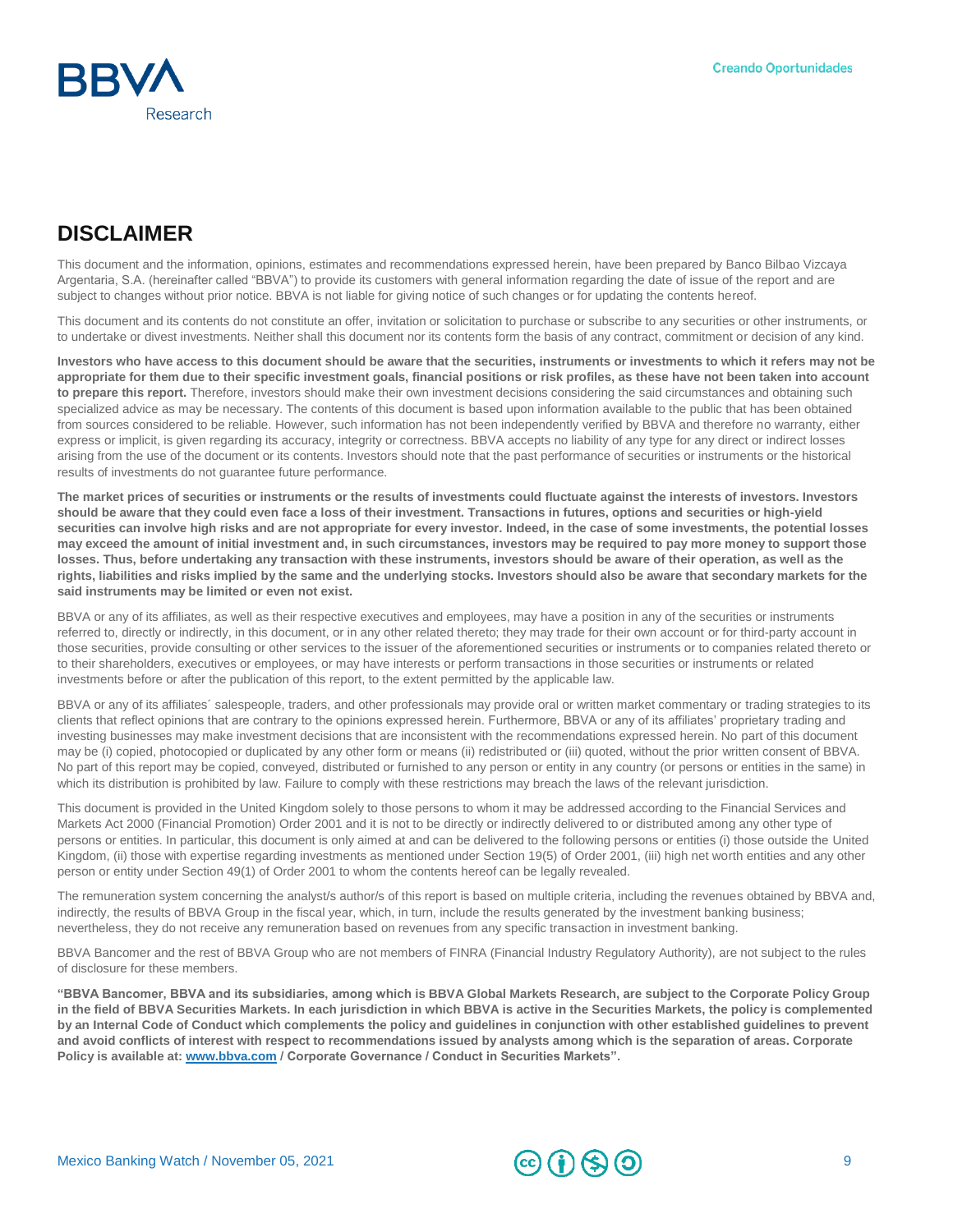# DISCLAIMER

This document and the information, opinions, estimates and recommendations expressed herein, have been prepared by Banco Bilbao Vizcaya Argentaria, S.A. (hereinafter called "BBVA") to provide its customers with general information regarding the date of issue of the report and are subject to changes without prior notice. BBVA is not liable for giving notice of such changes or for updating the contents hereof.

This document and its contents do not constitute an offer, invitation or solicitation to purchase or subscribe to any securities or other instruments, or to undertake or divest investments. Neither shall this document nor its contents form the basis of any contract, commitment or decision of any kind.

**Investors who have access to this document should be aware that the securities, instruments or investments to which it refers may not be appropriate for them due to their specific investment goals, financial positions or risk profiles, as these have not been taken into account to prepare this report.** Therefore, investors should make their own investment decisions considering the said circumstances and obtaining such specialized advice as may be necessary. The contents of this document is based upon information available to the public that has been obtained from sources considered to be reliable. However, such information has not been independently verified by BBVA and therefore no warranty, either express or implicit, is given regarding its accuracy, integrity or correctness. BBVA accepts no liability of any type for any direct or indirect losses arising from the use of the document or its contents. Investors should note that the past performance of securities or instruments or the historical results of investments do not guarantee future performance.

**The market prices of securities or instruments or the results of investments could fluctuate against the interests of investors. Investors should be aware that they could even face a loss of their investment. Transactions in futures, options and securities or high-yield securities can involve high risks and are not appropriate for every investor. Indeed, in the case of some investments, the potential losses may exceed the amount of initial investment and, in such circumstances, investors may be required to pay more money to support those losses. Thus, before undertaking any transaction with these instruments, investors should be aware of their operation, as well as the rights, liabilities and risks implied by the same and the underlying stocks. Investors should also be aware that secondary markets for the said instruments may be limited or even not exist.**

BBVA or any of its affiliates, as well as their respective executives and employees, may have a position in any of the securities or instruments referred to, directly or indirectly, in this document, or in any other related thereto; they may trade for their own account or for third-party account in those securities, provide consulting or other services to the issuer of the aforementioned securities or instruments or to companies related thereto or to their shareholders, executives or employees, or may have interests or perform transactions in those securities or instruments or related investments before or after the publication of this report, to the extent permitted by the applicable law.

BBVA or any of its affiliates´ salespeople, traders, and other professionals may provide oral or written market commentary or trading strategies to its clients that reflect opinions that are contrary to the opinions expressed herein. Furthermore, BBVA or any of its affiliates' proprietary trading and investing businesses may make investment decisions that are inconsistent with the recommendations expressed herein. No part of this document may be (i) copied, photocopied or duplicated by any other form or means (ii) redistributed or (iii) quoted, without the prior written consent of BBVA. No part of this report may be copied, conveyed, distributed or furnished to any person or entity in any country (or persons or entities in the same) in which its distribution is prohibited by law. Failure to comply with these restrictions may breach the laws of the relevant jurisdiction.

This document is provided in the United Kingdom solely to those persons to whom it may be addressed according to the Financial Services and Markets Act 2000 (Financial Promotion) Order 2001 and it is not to be directly or indirectly delivered to or distributed among any other type of persons or entities. In particular, this document is only aimed at and can be delivered to the following persons or entities (i) those outside the United Kingdom, (ii) those with expertise regarding investments as mentioned under Section 19(5) of Order 2001, (iii) high net worth entities and any other person or entity under Section 49(1) of Order 2001 to whom the contents hereof can be legally revealed.

The remuneration system concerning the analyst/s author/s of this report is based on multiple criteria, including the revenues obtained by BBVA and, indirectly, the results of BBVA Group in the fiscal year, which, in turn, include the results generated by the investment banking business; nevertheless, they do not receive any remuneration based on revenues from any specific transaction in investment banking.

BBVA Bancomer and the rest of BBVA Group who are not members of FINRA (Financial Industry Regulatory Authority), are not subject to the rules of disclosure for these members.

**"BBVA Bancomer, BBVA and its subsidiaries, among which is BBVA Global Markets Research, are subject to the Corporate Policy Group in the field of BBVA Securities Markets. In each jurisdiction in which BBVA is active in the Securities Markets, the policy is complemented by an Internal Code of Conduct which complements the policy and guidelines in conjunction with other established guidelines to prevent and avoid conflicts of interest with respect to recommendations issued by analysts among which is the separation of areas. Corporate Policy is available at: www.bbva.com / Corporate Governance / Conduct in Securities Markets".**